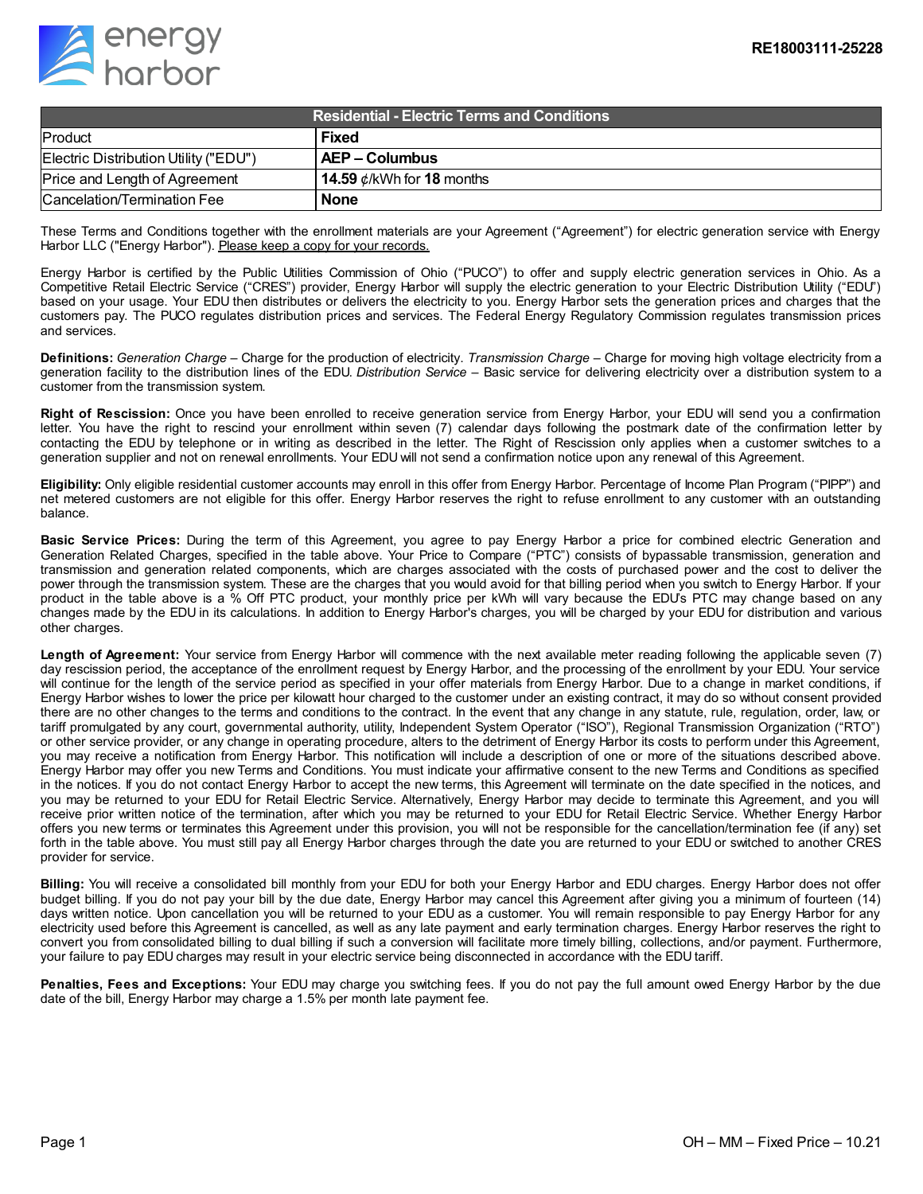RE18003111-25228

| Residential - Electric Terms and Conditions | |
|---|---|
| Product | **Fixed** |
| Electric Distribution Utility ("EDU") | **AEP – Columbus** |
| Price and Length of Agreement | **14.59** ¢/kWh for **18** months |
| Cancelation/Termination Fee | **None** |

These Terms and Conditions together with the enrollment materials are your Agreement ("Agreement") for electric generation service with Energy Harbor LLC ("Energy Harbor"). Please keep a copy for your records.

Energy Harbor is certified by the Public Utilities Commission of Ohio ("PUCO") to offer and supply electric generation services in Ohio. As a Competitive Retail Electric Service ("CRES") provider, Energy Harbor will supply the electric generation to your Electric Distribution Utility ("EDU") based on your usage. Your EDU then distributes or delivers the electricity to you. Energy Harbor sets the generation prices and charges that the customers pay. The PUCO regulates distribution prices and services. The Federal Energy Regulatory Commission regulates transmission prices and services.

**Definitions:** *Generation Charge* – Charge for the production of electricity. *Transmission Charge* – Charge for moving high voltage electricity from a generation facility to the distribution lines of the EDU. *Distribution Service* – Basic service for delivering electricity over a distribution system to a customer from the transmission system.

**Right of Rescission:** Once you have been enrolled to receive generation service from Energy Harbor, your EDU will send you a confirmation letter. You have the right to rescind your enrollment within seven (7) calendar days following the postmark date of the confirmation letter by contacting the EDU by telephone or in writing as described in the letter. The Right of Rescission only applies when a customer switches to a generation supplier and not on renewal enrollments. Your EDU will not send a confirmation notice upon any renewal of this Agreement.

**Eligibility:** Only eligible residential customer accounts may enroll in this offer from Energy Harbor. Percentage of Income Plan Program ("PIPP") and net metered customers are not eligible for this offer. Energy Harbor reserves the right to refuse enrollment to any customer with an outstanding balance.

**Basic Service Prices:** During the term of this Agreement, you agree to pay Energy Harbor a price for combined electric Generation and Generation Related Charges, specified in the table above. Your Price to Compare ("PTC") consists of bypassable transmission, generation and transmission and generation related components, which are charges associated with the costs of purchased power and the cost to deliver the power through the transmission system. These are the charges that you would avoid for that billing period when you switch to Energy Harbor. If your product in the table above is a % Off PTC product, your monthly price per kWh will vary because the EDU's PTC may change based on any changes made by the EDU in its calculations. In addition to Energy Harbor's charges, you will be charged by your EDU for distribution and various other charges.

**Length of Agreement:** Your service from Energy Harbor will commence with the next available meter reading following the applicable seven (7) day rescission period, the acceptance of the enrollment request by Energy Harbor, and the processing of the enrollment by your EDU. Your service will continue for the length of the service period as specified in your offer materials from Energy Harbor. Due to a change in market conditions, if Energy Harbor wishes to lower the price per kilowatt hour charged to the customer under an existing contract, it may do so without consent provided there are no other changes to the terms and conditions to the contract. In the event that any change in any statute, rule, regulation, order, law, or tariff promulgated by any court, governmental authority, utility, Independent System Operator ("ISO"), Regional Transmission Organization ("RTO") or other service provider, or any change in operating procedure, alters to the detriment of Energy Harbor its costs to perform under this Agreement, you may receive a notification from Energy Harbor. This notification will include a description of one or more of the situations described above. Energy Harbor may offer you new Terms and Conditions. You must indicate your affirmative consent to the new Terms and Conditions as specified in the notices. If you do not contact Energy Harbor to accept the new terms, this Agreement will terminate on the date specified in the notices, and you may be returned to your EDU for Retail Electric Service. Alternatively, Energy Harbor may decide to terminate this Agreement, and you will receive prior written notice of the termination, after which you may be returned to your EDU for Retail Electric Service. Whether Energy Harbor offers you new terms or terminates this Agreement under this provision, you will not be responsible for the cancellation/termination fee (if any) set forth in the table above. You must still pay all Energy Harbor charges through the date you are returned to your EDU or switched to another CRES provider for service.

**Billing:** You will receive a consolidated bill monthly from your EDU for both your Energy Harbor and EDU charges. Energy Harbor does not offer budget billing. If you do not pay your bill by the due date, Energy Harbor may cancel this Agreement after giving you a minimum of fourteen (14) days written notice. Upon cancellation you will be returned to your EDU as a customer. You will remain responsible to pay Energy Harbor for any electricity used before this Agreement is cancelled, as well as any late payment and early termination charges. Energy Harbor reserves the right to convert you from consolidated billing to dual billing if such a conversion will facilitate more timely billing, collections, and/or payment. Furthermore, your failure to pay EDU charges may result in your electric service being disconnected in accordance with the EDU tariff.

**Penalties, Fees and Exceptions:** Your EDU may charge you switching fees. If you do not pay the full amount owed Energy Harbor by the due date of the bill, Energy Harbor may charge a 1.5% per month late payment fee.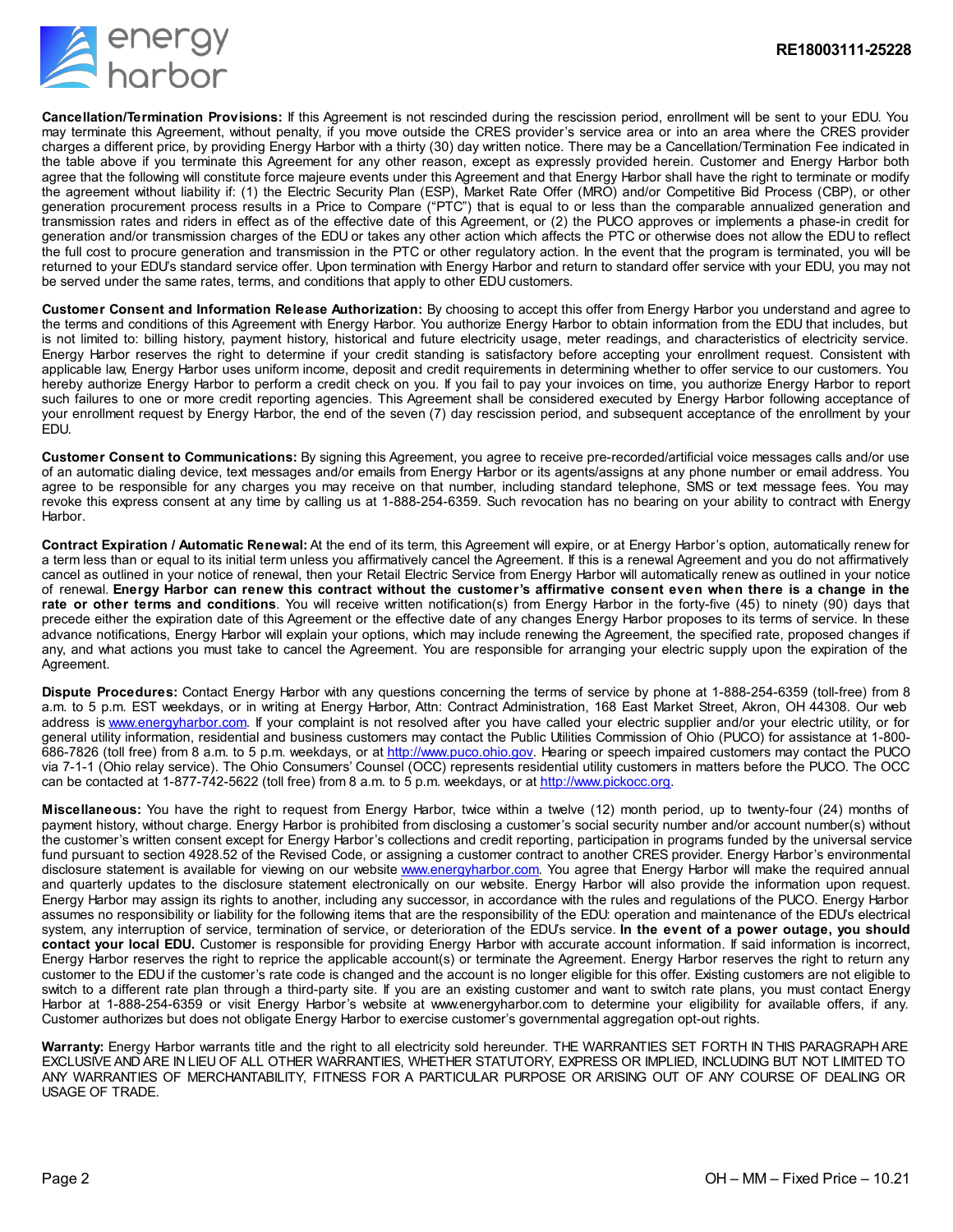**Cancellation/Termination Provisions:** If this Agreement is not rescinded during the rescission period, enrollment will be sent to your EDU. You may terminate this Agreement, without penalty, if you move outside the CRES provider's service area or into an area where the CRES provider charges a different price, by providing Energy Harbor with a thirty (30) day written notice. There may be a Cancellation/Termination Fee indicated in the table above if you terminate this Agreement for any other reason, except as expressly provided herein. Customer and Energy Harbor both agree that the following will constitute force majeure events under this Agreement and that Energy Harbor shall have the right to terminate or modify the agreement without liability if: (1) the Electric Security Plan (ESP), Market Rate Offer (MRO) and/or Competitive Bid Process (CBP), or other generation procurement process results in a Price to Compare ("PTC") that is equal to or less than the comparable annualized generation and transmission rates and riders in effect as of the effective date of this Agreement, or (2) the PUCO approves or implements a phase-in credit for generation and/or transmission charges of the EDU or takes any other action which affects the PTC or otherwise does not allow the EDU to reflect the full cost to procure generation and transmission in the PTC or other regulatory action. In the event that the program is terminated, you will be returned to your EDU's standard service offer. Upon termination with Energy Harbor and return to standard offer service with your EDU, you may not be served under the same rates, terms, and conditions that apply to other EDU customers.

**Customer Consent and Information Release Authorization:** By choosing to accept this offer from Energy Harbor you understand and agree to the terms and conditions of this Agreement with Energy Harbor. You authorize Energy Harbor to obtain information from the EDU that includes, but is not limited to: billing history, payment history, historical and future electricity usage, meter readings, and characteristics of electricity service. Energy Harbor reserves the right to determine if your credit standing is satisfactory before accepting your enrollment request. Consistent with applicable law, Energy Harbor uses uniform income, deposit and credit requirements in determining whether to offer service to our customers. You hereby authorize Energy Harbor to perform a credit check on you. If you fail to pay your invoices on time, you authorize Energy Harbor to report such failures to one or more credit reporting agencies. This Agreement shall be considered executed by Energy Harbor following acceptance of your enrollment request by Energy Harbor, the end of the seven (7) day rescission period, and subsequent acceptance of the enrollment by your EDU.

**Customer Consent to Communications:** By signing this Agreement, you agree to receive pre-recorded/artificial voice messages calls and/or use of an automatic dialing device, text messages and/or emails from Energy Harbor or its agents/assigns at any phone number or email address. You agree to be responsible for any charges you may receive on that number, including standard telephone, SMS or text message fees. You may revoke this express consent at any time by calling us at 1-888-254-6359. Such revocation has no bearing on your ability to contract with Energy Harbor.

**Contract Expiration / Automatic Renewal:** At the end of its term, this Agreement will expire, or at Energy Harbor's option, automatically renew for a term less than or equal to its initial term unless you affirmatively cancel the Agreement. If this is a renewal Agreement and you do not affirmatively cancel as outlined in your notice of renewal, then your Retail Electric Service from Energy Harbor will automatically renew as outlined in your notice of renewal. **Energy Harbor can renew this contract without the customer's affirmative consent even when there is a change in the rate or other terms and conditions**. You will receive written notification(s) from Energy Harbor in the forty-five (45) to ninety (90) days that precede either the expiration date of this Agreement or the effective date of any changes Energy Harbor proposes to its terms of service. In these advance notifications, Energy Harbor will explain your options, which may include renewing the Agreement, the specified rate, proposed changes if any, and what actions you must take to cancel the Agreement. You are responsible for arranging your electric supply upon the expiration of the Agreement.

**Dispute Procedures:** Contact Energy Harbor with any questions concerning the terms of service by phone at 1-888-254-6359 (toll-free) from 8 a.m. to 5 p.m. EST weekdays, or in writing at Energy Harbor, Attn: Contract Administration, 168 East Market Street, Akron, OH 44308. Our web address is www.energyharbor.com. If your complaint is not resolved after you have called your electric supplier and/or your electric utility, or for general utility information, residential and business customers may contact the Public Utilities Commission of Ohio (PUCO) for assistance at 1-800-686-7826 (toll free) from 8 a.m. to 5 p.m. weekdays, or at http://www.puco.ohio.gov. Hearing or speech impaired customers may contact the PUCO via 7-1-1 (Ohio relay service). The Ohio Consumers' Counsel (OCC) represents residential utility customers in matters before the PUCO. The OCC can be contacted at 1-877-742-5622 (toll free) from 8 a.m. to 5 p.m. weekdays, or at http://www.pickocc.org.

**Miscellaneous:** You have the right to request from Energy Harbor, twice within a twelve (12) month period, up to twenty-four (24) months of payment history, without charge. Energy Harbor is prohibited from disclosing a customer's social security number and/or account number(s) without the customer's written consent except for Energy Harbor's collections and credit reporting, participation in programs funded by the universal service fund pursuant to section 4928.52 of the Revised Code, or assigning a customer contract to another CRES provider. Energy Harbor's environmental disclosure statement is available for viewing on our website www.energyharbor.com. You agree that Energy Harbor will make the required annual and quarterly updates to the disclosure statement electronically on our website. Energy Harbor will also provide the information upon request. Energy Harbor may assign its rights to another, including any successor, in accordance with the rules and regulations of the PUCO. Energy Harbor assumes no responsibility or liability for the following items that are the responsibility of the EDU: operation and maintenance of the EDU's electrical system, any interruption of service, termination of service, or deterioration of the EDU's service. **In the event of a power outage, you should contact your local EDU.** Customer is responsible for providing Energy Harbor with accurate account information. If said information is incorrect, Energy Harbor reserves the right to reprice the applicable account(s) or terminate the Agreement. Energy Harbor reserves the right to return any customer to the EDU if the customer's rate code is changed and the account is no longer eligible for this offer. Existing customers are not eligible to switch to a different rate plan through a third-party site. If you are an existing customer and want to switch rate plans, you must contact Energy Harbor at 1-888-254-6359 or visit Energy Harbor's website at www.energyharbor.com to determine your eligibility for available offers, if any. Customer authorizes but does not obligate Energy Harbor to exercise customer's governmental aggregation opt-out rights.

**Warranty:** Energy Harbor warrants title and the right to all electricity sold hereunder. THE WARRANTIES SET FORTH IN THIS PARAGRAPH ARE EXCLUSIVE AND ARE IN LIEU OF ALL OTHER WARRANTIES, WHETHER STATUTORY, EXPRESS OR IMPLIED, INCLUDING BUT NOT LIMITED TO ANY WARRANTIES OF MERCHANTABILITY, FITNESS FOR A PARTICULAR PURPOSE OR ARISING OUT OF ANY COURSE OF DEALING OR USAGE OF TRADE.